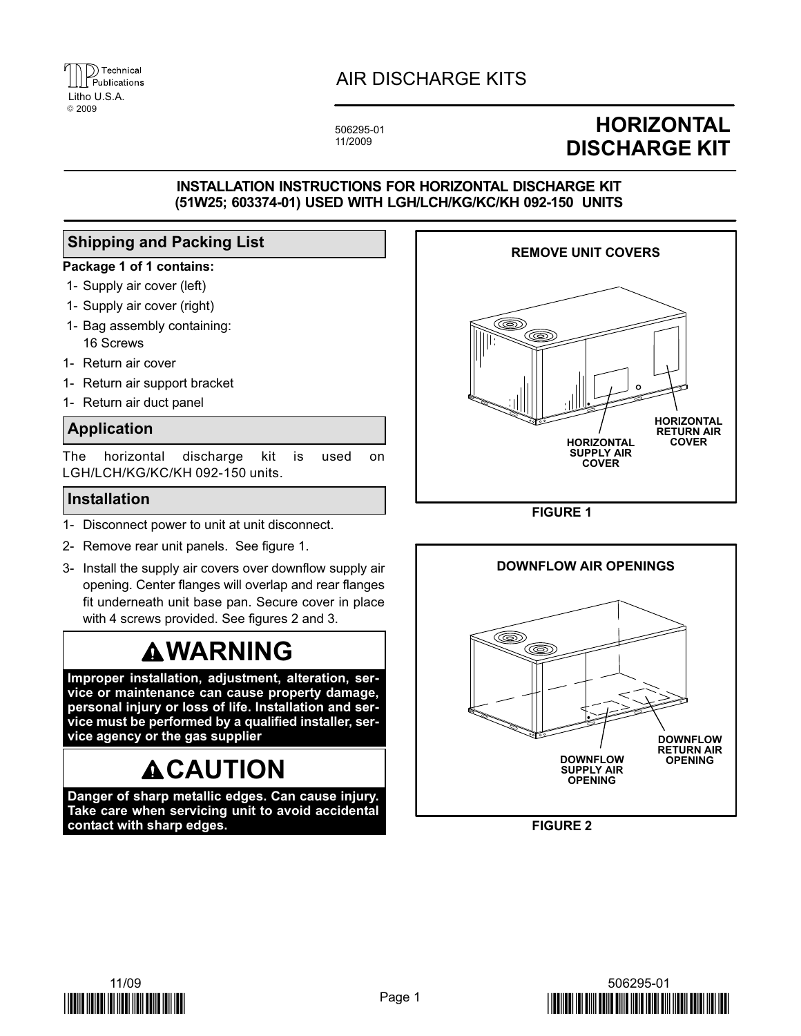Technical Publications
Litho U.S.A.
© 2009

AIR DISCHARGE KITS

506295-01
11/2009

# HORIZONTAL DISCHARGE KIT

**INSTALLATION INSTRUCTIONS FOR HORIZONTAL DISCHARGE KIT (51W25; 603374-01) USED WITH LGH/LCH/KG/KC/KH 092-150 UNITS**

## Shipping and Packing List

**Package 1 of 1 contains:**

1- Supply air cover (left)
1- Supply air cover (right)
1- Bag assembly containing:
  16 Screws
1- Return air cover
1- Return air support bracket
1- Return air duct panel

## Application

The horizontal discharge kit is used on LGH/LCH/KG/KC/KH 092-150 units.

## Installation

1- Disconnect power to unit at unit disconnect.
2- Remove rear unit panels. See figure 1.
3- Install the supply air covers over downflow supply air opening. Center flanges will overlap and rear flanges fit underneath unit base pan. Secure cover in place with 4 screws provided. See figures 2 and 3.

## ⚠WARNING

**Improper installation, adjustment, alteration, service or maintenance can cause property damage, personal injury or loss of life. Installation and service must be performed by a qualified installer, service agency or the gas supplier**

## ⚠CAUTION

**Danger of sharp metallic edges. Can cause injury. Take care when servicing unit to avoid accidental contact with sharp edges.**

REMOVE UNIT COVERS

HORIZONTAL SUPPLY AIR COVER

HORIZONTAL RETURN AIR COVER

FIGURE 1

DOWNFLOW AIR OPENINGS

DOWNFLOW SUPPLY AIR OPENING

DOWNFLOW RETURN AIR OPENING

FIGURE 2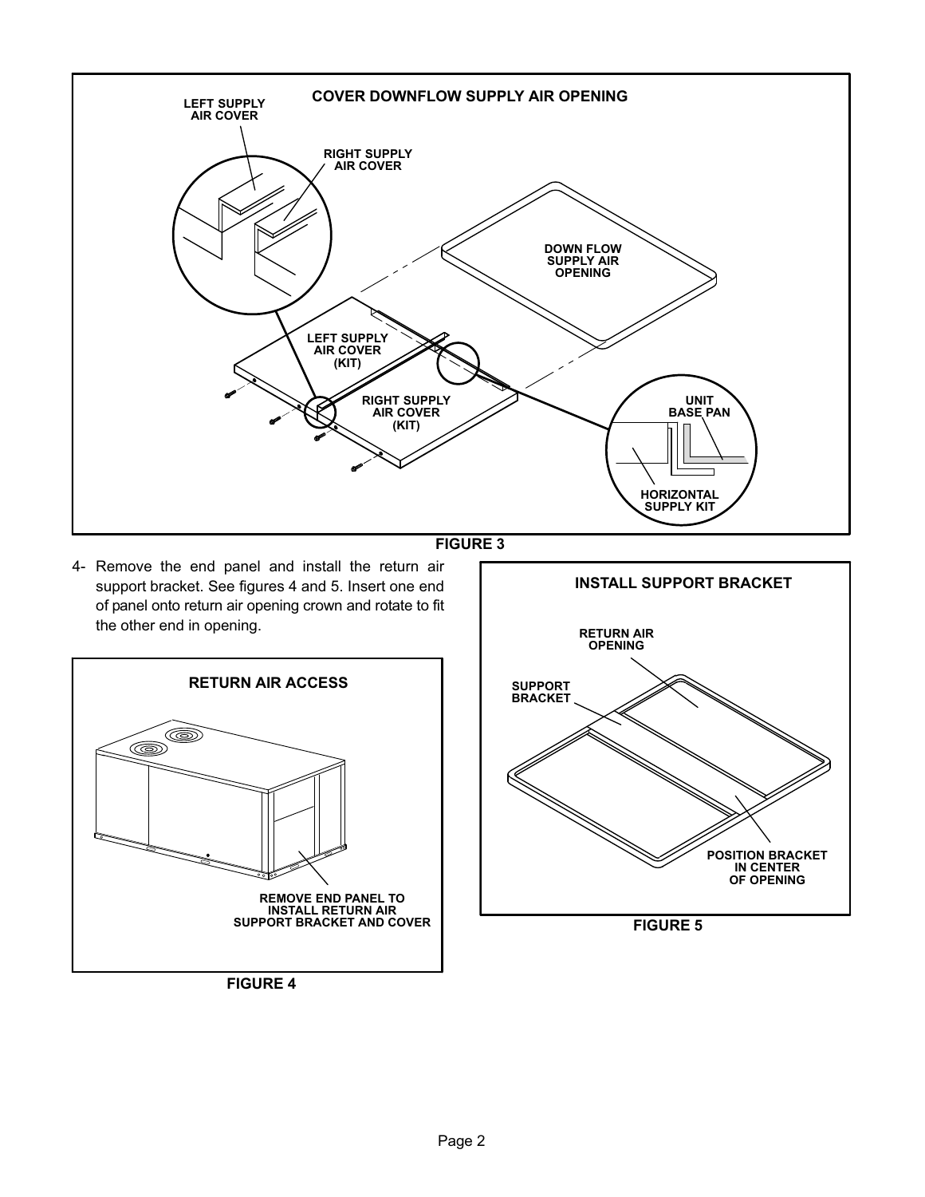**COVER DOWNFLOW SUPPLY AIR OPENING**

LEFT SUPPLY AIR COVER

RIGHT SUPPLY AIR COVER

DOWN FLOW SUPPLY AIR OPENING

LEFT SUPPLY AIR COVER (KIT)

RIGHT SUPPLY AIR COVER (KIT)

UNIT BASE PAN

HORIZONTAL SUPPLY KIT

FIGURE 3

4- Remove the end panel and install the return air support bracket. See figures 4 and 5. Insert one end of panel onto return air opening crown and rotate to fit the other end in opening.

**RETURN AIR ACCESS**

REMOVE END PANEL TO INSTALL RETURN AIR SUPPORT BRACKET AND COVER

FIGURE 4

**INSTALL SUPPORT BRACKET**

RETURN AIR OPENING

SUPPORT BRACKET

POSITION BRACKET IN CENTER OF OPENING

FIGURE 5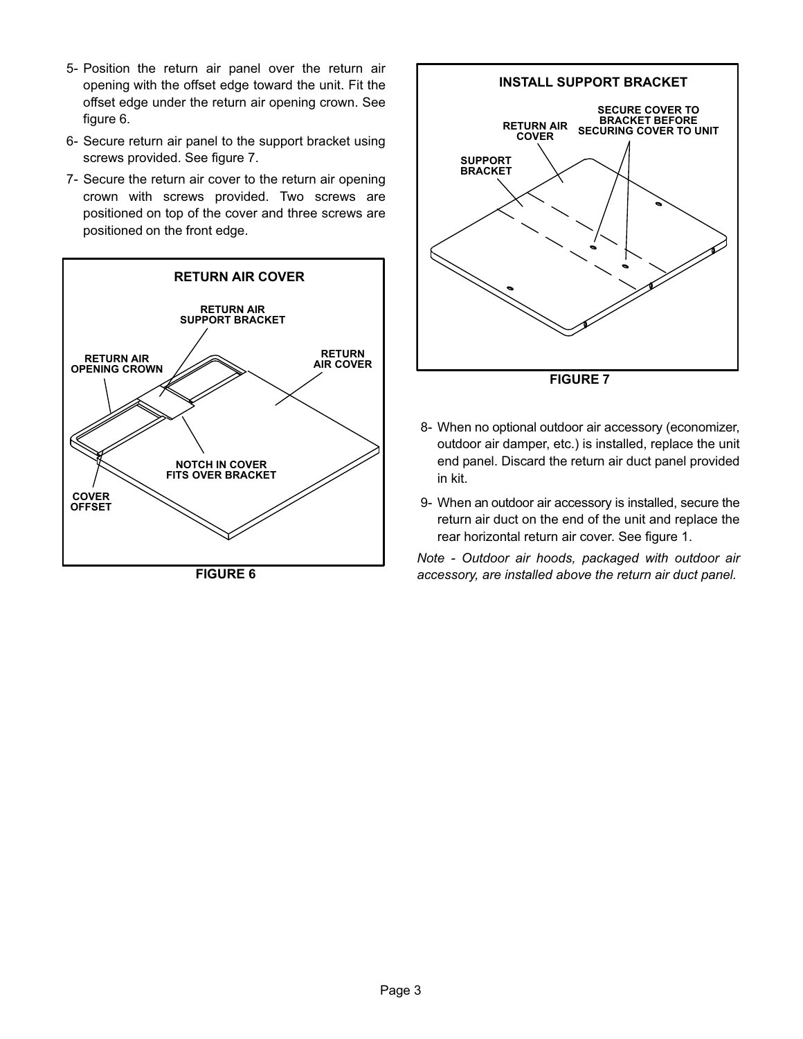5- Position the return air panel over the return air opening with the offset edge toward the unit. Fit the offset edge under the return air opening crown. See figure 6.

6- Secure return air panel to the support bracket using screws provided. See figure 7.

7- Secure the return air cover to the return air opening crown with screws provided. Two screws are positioned on top of the cover and three screws are positioned on the front edge.

RETURN AIR COVER

RETURN AIR SUPPORT BRACKET

RETURN AIR OPENING CROWN

RETURN AIR COVER

NOTCH IN COVER FITS OVER BRACKET

COVER OFFSET

FIGURE 6

INSTALL SUPPORT BRACKET

RETURN AIR COVER

SECURE COVER TO BRACKET BEFORE SECURING COVER TO UNIT

SUPPORT BRACKET

FIGURE 7

8- When no optional outdoor air accessory (economizer, outdoor air damper, etc.) is installed, replace the unit end panel. Discard the return air duct panel provided in kit.

9- When an outdoor air accessory is installed, secure the return air duct on the end of the unit and replace the rear horizontal return air cover. See figure 1.

*Note - Outdoor air hoods, packaged with outdoor air accessory, are installed above the return air duct panel.*